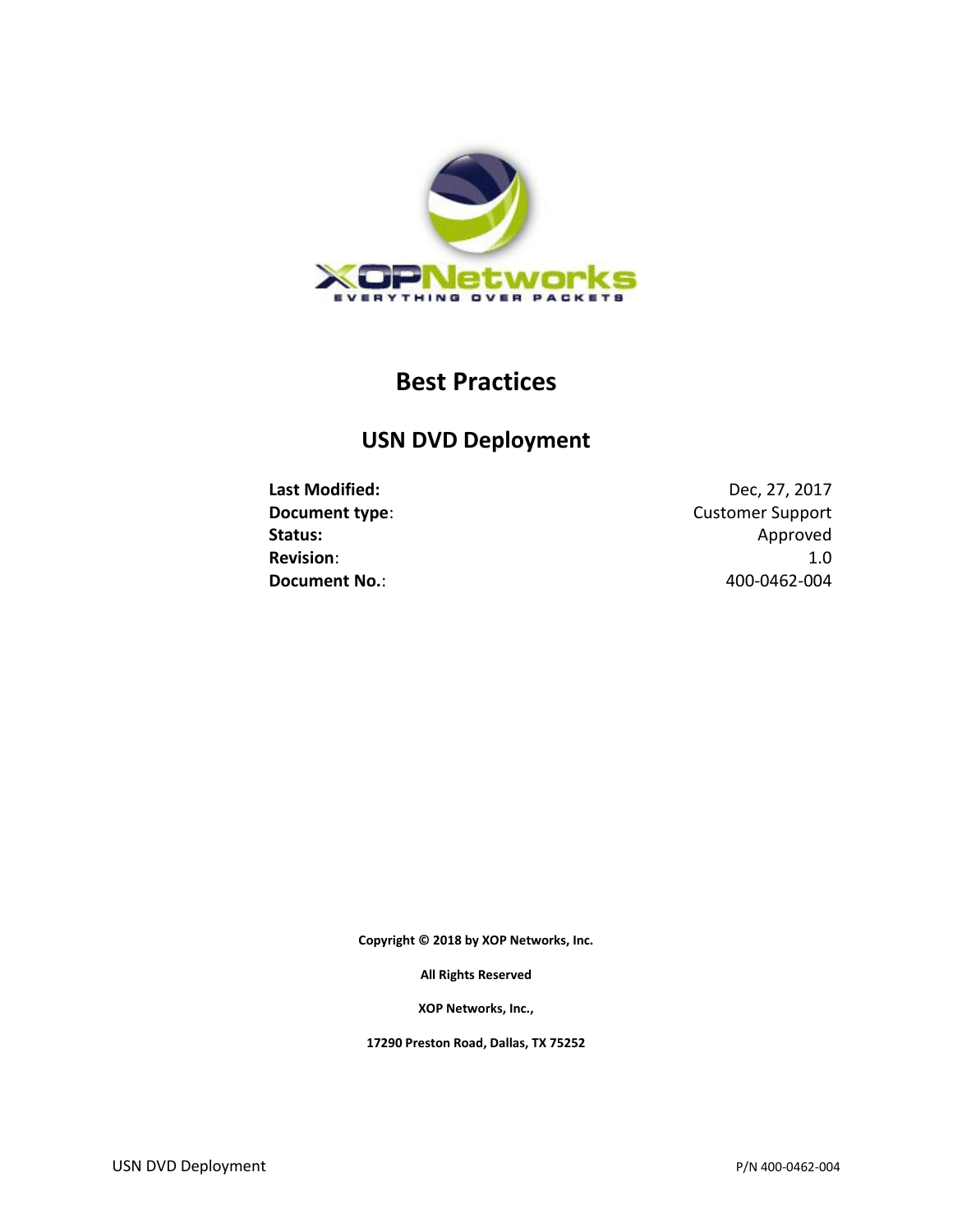# Best Practices

## USN DVD Deployment

| | |
|---|---|
| **Last Modified:** | Dec, 27, 2017 |
| **Document type**: | Customer Support |
| **Status:** | Approved |
| **Revision**: | 1.0 |
| **Document No.**: | 400-0462-004 |

**Copyright © 2018 by XOP Networks, Inc.**

**All Rights Reserved**

**XOP Networks, Inc.,**

**17290 Preston Road, Dallas, TX 75252**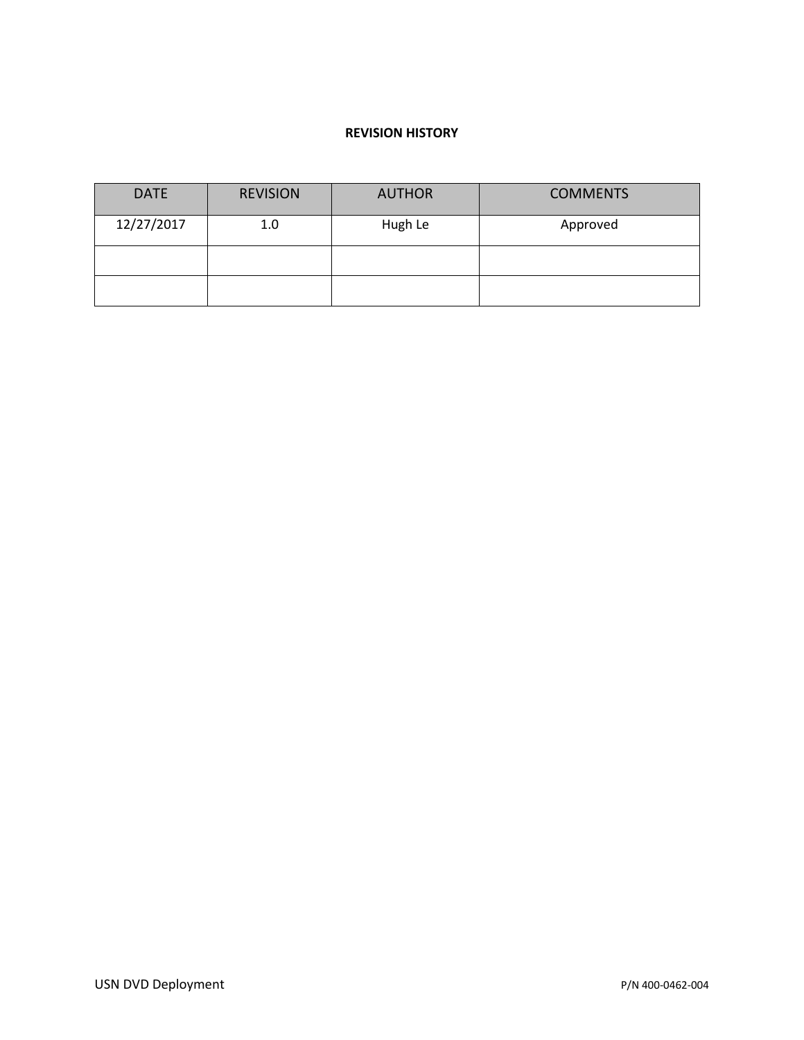**REVISION HISTORY**

| DATE | REVISION | AUTHOR | COMMENTS |
| --- | --- | --- | --- |
| 12/27/2017 | 1.0 | Hugh Le | Approved |
| | | | |
| | | | |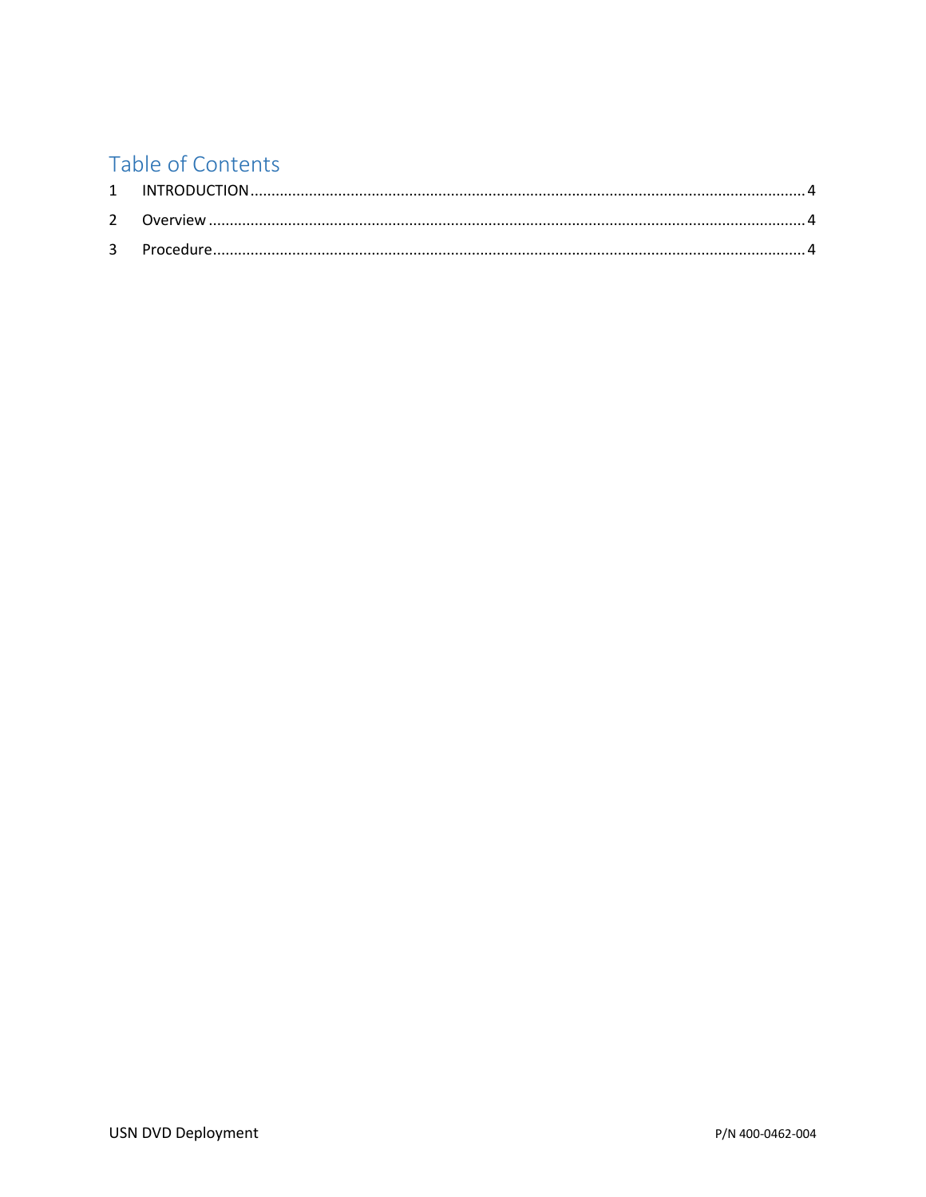# Table of Contents

1 INTRODUCTION .......................................................................................... 4

2 Overview ................................................................................................... 4

3 Procedure .................................................................................................. 4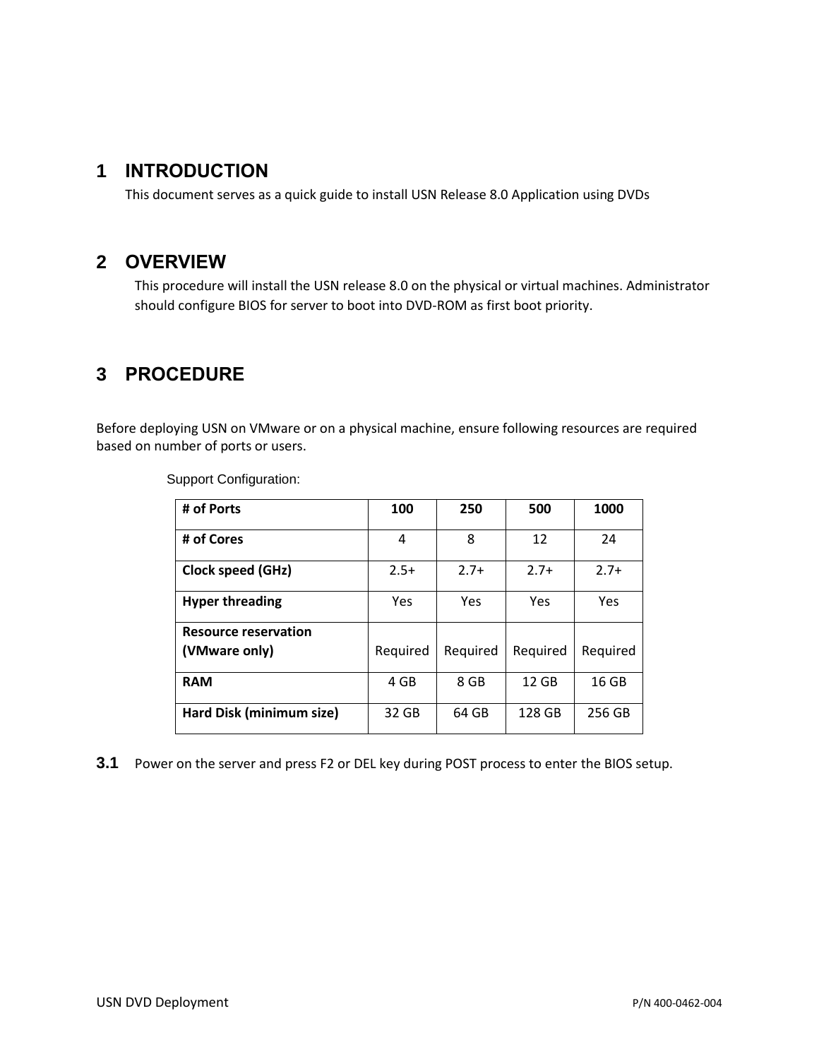# 1 INTRODUCTION

This document serves as a quick guide to install USN Release 8.0 Application using DVDs

# 2 OVERVIEW

This procedure will install the USN release 8.0 on the physical or virtual machines. Administrator should configure BIOS for server to boot into DVD-ROM as first boot priority.

# 3 PROCEDURE

Before deploying USN on VMware or on a physical machine, ensure following resources are required based on number of ports or users.

Support Configuration:

| **# of Ports** | **100** | **250** | **500** | **1000** |
|---|---|---|---|---|
| **# of Cores** | 4 | 8 | 12 | 24 |
| **Clock speed (GHz)** | 2.5+ | 2.7+ | 2.7+ | 2.7+ |
| **Hyper threading** | Yes | Yes | Yes | Yes |
| **Resource reservation (VMware only)** | Required | Required | Required | Required |
| **RAM** | 4 GB | 8 GB | 12 GB | 16 GB |
| **Hard Disk (minimum size)** | 32 GB | 64 GB | 128 GB | 256 GB |

## 3.1 Power on the server and press F2 or DEL key during POST process to enter the BIOS setup.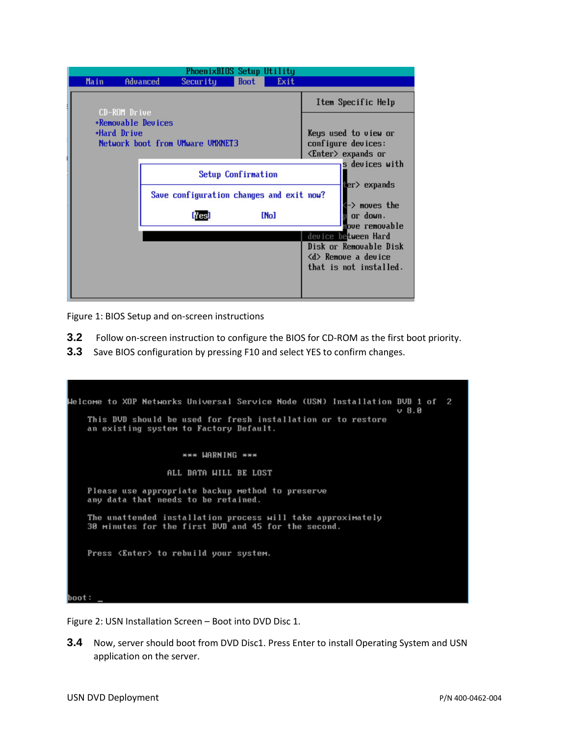Figure 1: BIOS Setup and on-screen instructions

**3.2** Follow on-screen instruction to configure the BIOS for CD-ROM as the first boot priority.

**3.3** Save BIOS configuration by pressing F10 and select YES to confirm changes.

Figure 2: USN Installation Screen – Boot into DVD Disc 1.

**3.4** Now, server should boot from DVD Disc1. Press Enter to install Operating System and USN application on the server.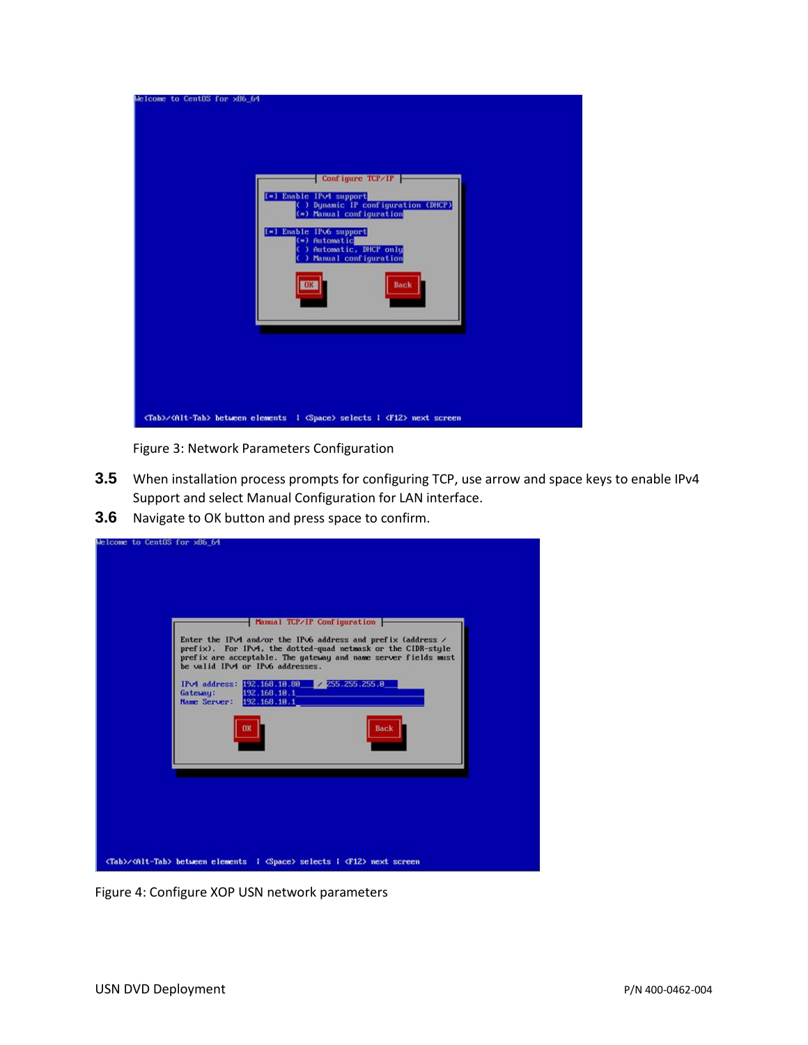Figure 3: Network Parameters Configuration

**3.5** When installation process prompts for configuring TCP, use arrow and space keys to enable IPv4 Support and select Manual Configuration for LAN interface.

**3.6** Navigate to OK button and press space to confirm.

Figure 4: Configure XOP USN network parameters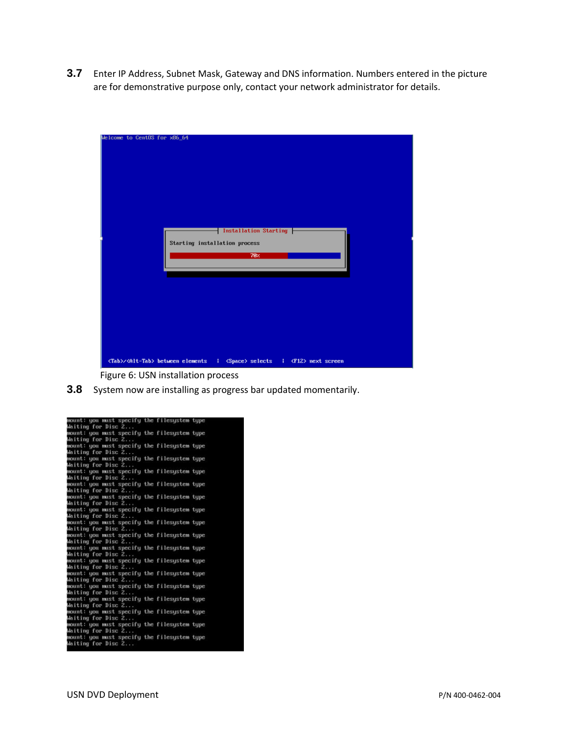**3.7** Enter IP Address, Subnet Mask, Gateway and DNS information. Numbers entered in the picture are for demonstrative purpose only, contact your network administrator for details.

Figure 6: USN installation process

**3.8** System now are installing as progress bar updated momentarily.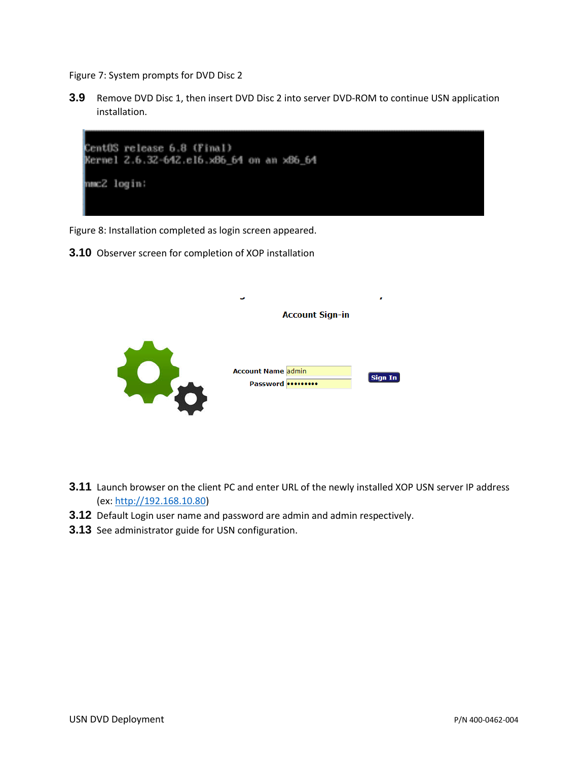Figure 7: System prompts for DVD Disc 2

**3.9** Remove DVD Disc 1, then insert DVD Disc 2 into server DVD-ROM to continue USN application installation.

Figure 8: Installation completed as login screen appeared.

**3.10** Observer screen for completion of XOP installation

**3.11** Launch browser on the client PC and enter URL of the newly installed XOP USN server IP address (ex: [http://192.168.10.80](http://192.168.10.80))

**3.12** Default Login user name and password are admin and admin respectively.

**3.13** See administrator guide for USN configuration.